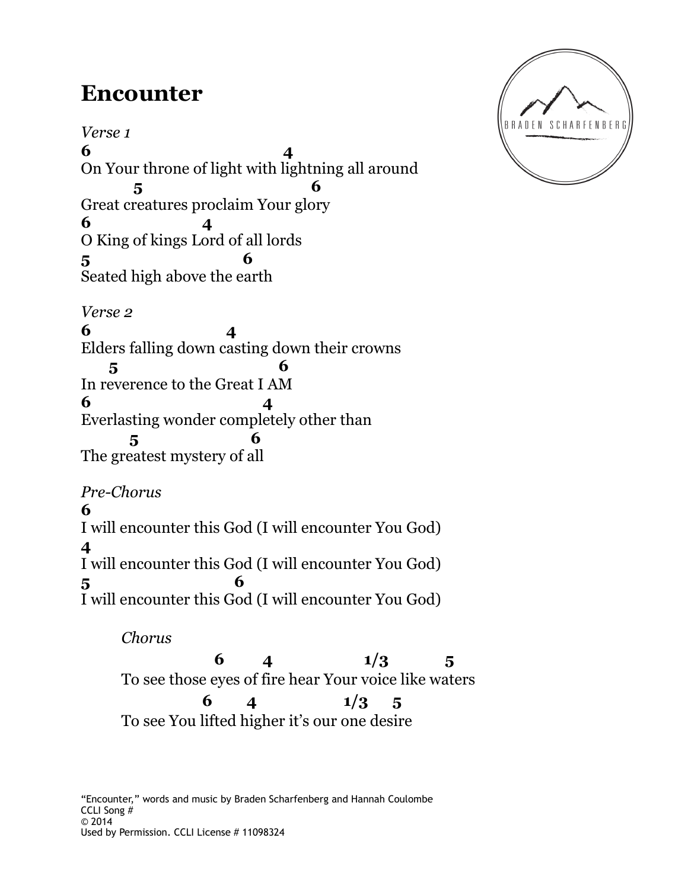# Encounter

BRADEN SCHARFENBERG

*Verse 1*

```
6                               4
On Your throne of light with lightning all around
        5                               6
Great creatures proclaim Your glory
6                   4
O King of kings Lord of all lords
5                          6
Seated high above the earth
```

*Verse 2*

```
6                     4
Elders falling down casting down their crowns
    5                             6
In reverence to the Great I AM
6                              4
Everlasting wonder completely other than
      5                      6
The greatest mystery of all
```

*Pre-Chorus*

```
6
I will encounter this God (I will encounter You God)
4
I will encounter this God (I will encounter You God)
5                        6
I will encounter this God (I will encounter You God)
```

*Chorus*

```
               6       4                    1/3          5
To see those eyes of fire hear Your voice like waters
              6       4                 1/3     5
To see You lifted higher it's our one desire
```

"Encounter," words and music by Braden Scharfenberg and Hannah Coulombe
CCLI Song #
© 2014
Used by Permission. CCLI License # 11098324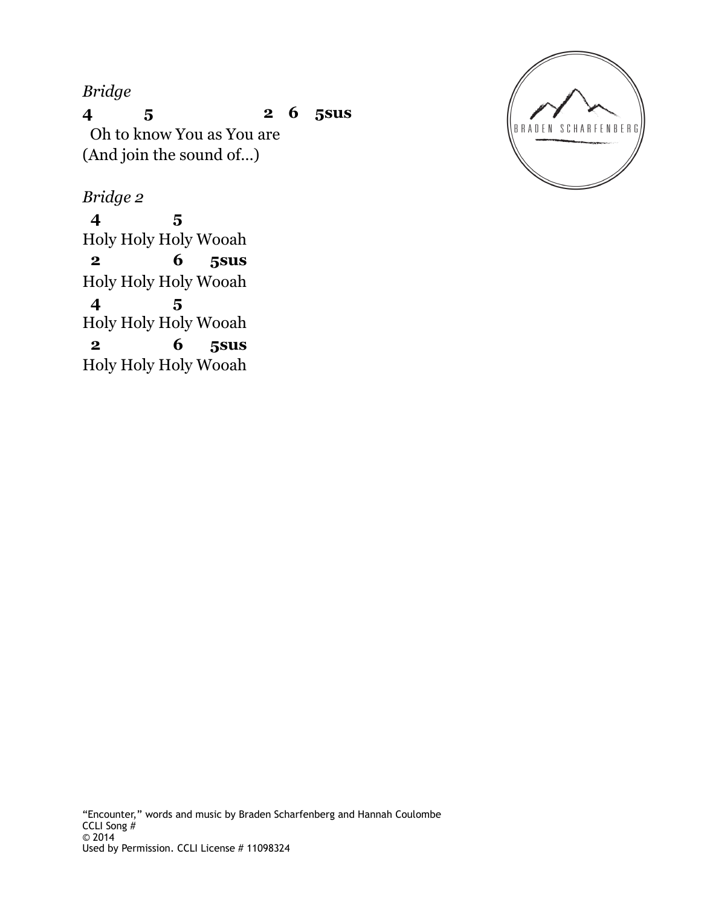*Bridge*

```
4         5                   2   6   5sus
  Oh to know You as You are
(And join the sound of…)
```

*Bridge 2*

```
 4         5
Holy Holy Holy Wooah
 2         6     5sus
Holy Holy Holy Wooah
 4         5
Holy Holy Holy Wooah
 2         6     5sus
Holy Holy Holy Wooah
```

"Encounter," words and music by Braden Scharfenberg and Hannah Coulombe
CCLI Song #
© 2014
Used by Permission. CCLI License # 11098324